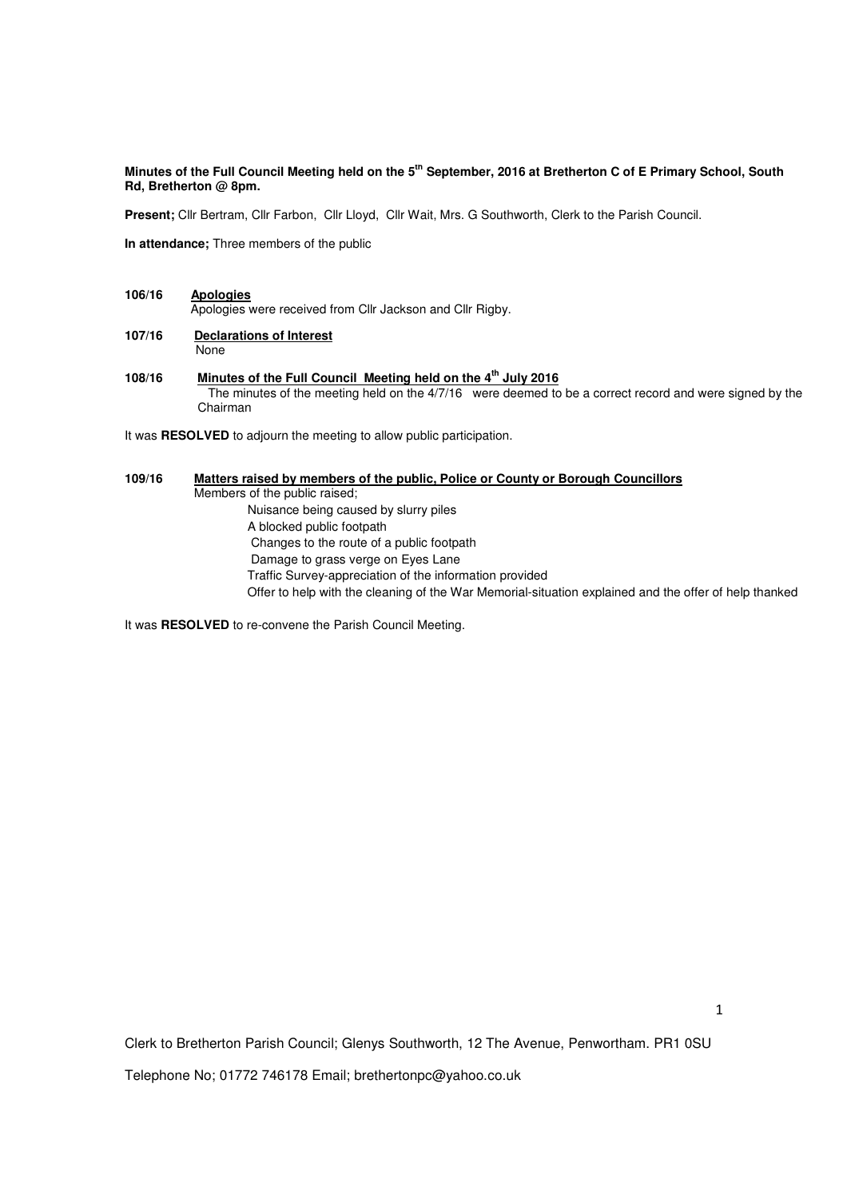**Minutes of the Full Council Meeting held on the 5th September, 2016 at Bretherton C of E Primary School, South Rd, Bretherton @ 8pm.**

**Present;** Cllr Bertram, Cllr Farbon, Cllr Lloyd, Cllr Wait, Mrs. G Southworth, Clerk to the Parish Council.

**In attendance;** Three members of the public

**106/16** **Apologies**

Apologies were received from Cllr Jackson and Cllr Rigby.

**107/16** **Declarations of Interest**

None

**108/16** **Minutes of the Full Council Meeting held on the 4th July 2016**

The minutes of the meeting held on the 4/7/16 were deemed to be a correct record and were signed by the Chairman

It was **RESOLVED** to adjourn the meeting to allow public participation.

**109/16** **Matters raised by members of the public, Police or County or Borough Councillors**

Members of the public raised;

- Nuisance being caused by slurry piles
- A blocked public footpath
- Changes to the route of a public footpath
- Damage to grass verge on Eyes Lane
- Traffic Survey-appreciation of the information provided
- Offer to help with the cleaning of the War Memorial-situation explained and the offer of help thanked

It was **RESOLVED** to re-convene the Parish Council Meeting.

Clerk to Bretherton Parish Council; Glenys Southworth, 12 The Avenue, Penwortham. PR1 0SU

Telephone No; 01772 746178 Email; brethertonpc@yahoo.co.uk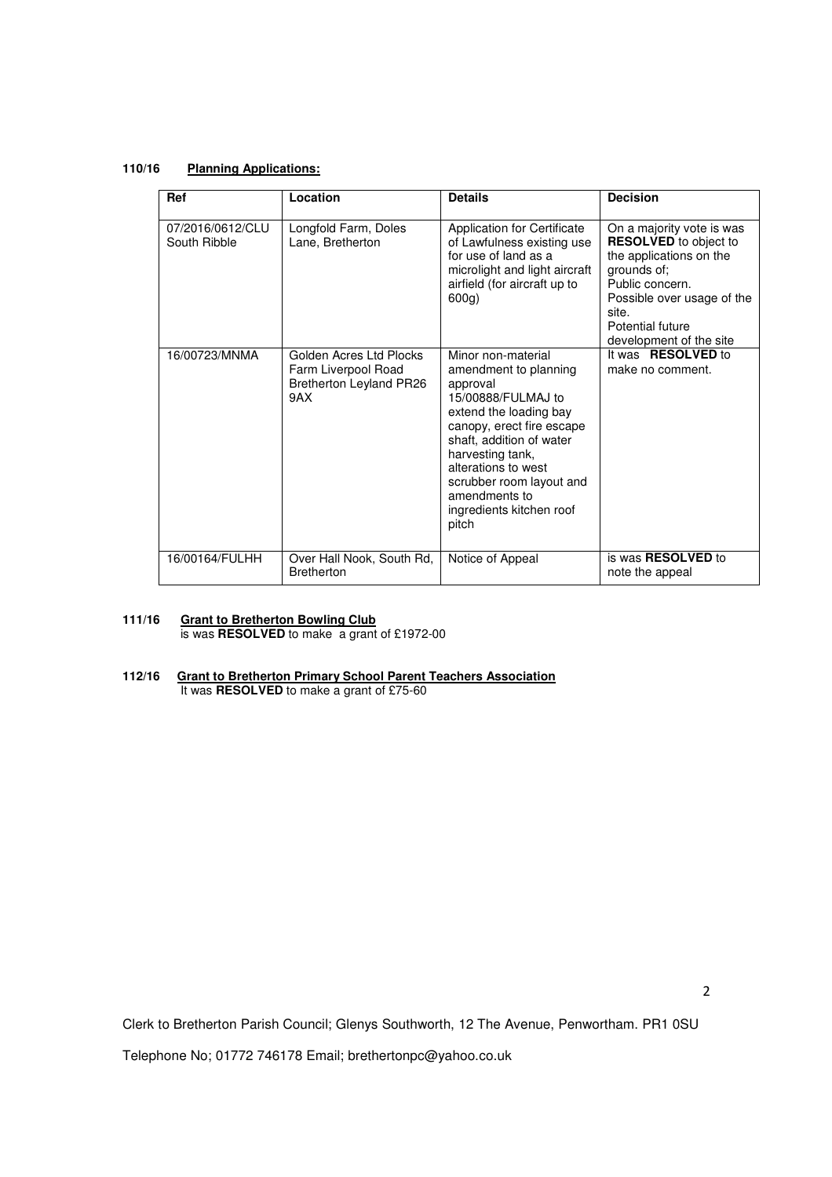**110/16 Planning Applications:**

| Ref | Location | Details | Decision |
|---|---|---|---|
| 07/2016/0612/CLU South Ribble | Longfold Farm, Doles Lane, Bretherton | Application for Certificate of Lawfulness existing use for use of land as a microlight and light aircraft airfield (for aircraft up to 600g) | On a majority vote is was **RESOLVED** to object to the applications on the grounds of; Public concern. Possible over usage of the site. Potential future development of the site |
| 16/00723/MNMA | Golden Acres Ltd Plocks Farm Liverpool Road Bretherton Leyland PR26 9AX | Minor non-material amendment to planning approval 15/00888/FULMAJ to extend the loading bay canopy, erect fire escape shaft, addition of water harvesting tank, alterations to west scrubber room layout and amendments to ingredients kitchen roof pitch | It was **RESOLVED** to make no comment. |
| 16/00164/FULHH | Over Hall Nook, South Rd, Bretherton | Notice of Appeal | is was **RESOLVED** to note the appeal |

**111/16 Grant to Bretherton Bowling Club**

is was **RESOLVED** to make a grant of £1972-00

**112/16 Grant to Bretherton Primary School Parent Teachers Association**

It was **RESOLVED** to make a grant of £75-60

Clerk to Bretherton Parish Council; Glenys Southworth, 12 The Avenue, Penwortham. PR1 0SU

Telephone No; 01772 746178 Email; brethertonpc@yahoo.co.uk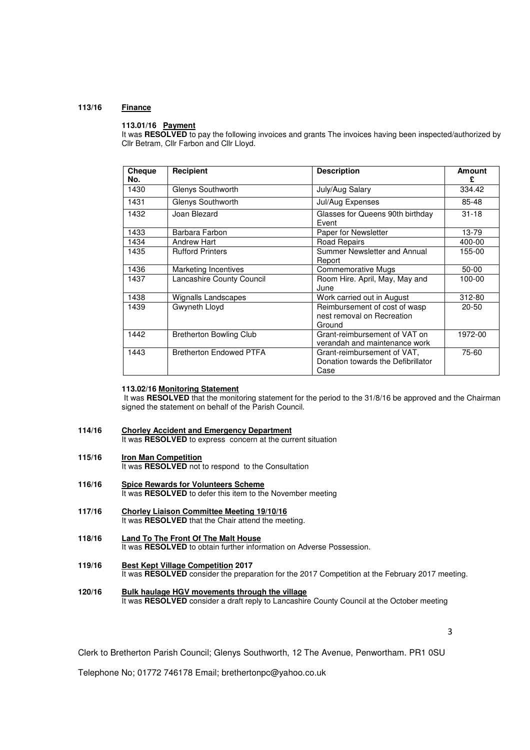**113/16 Finance**

**113.01/16 Payment**

It was **RESOLVED** to pay the following invoices and grants The invoices having been inspected/authorized by Cllr Betram, Cllr Farbon and Cllr Lloyd.

| Cheque No. | Recipient | Description | Amount £ |
|---|---|---|---|
| 1430 | Glenys Southworth | July/Aug Salary | 334.42 |
| 1431 | Glenys Southworth | Jul/Aug Expenses | 85-48 |
| 1432 | Joan Blezard | Glasses for Queens 90th birthday Event | 31-18 |
| 1433 | Barbara Farbon | Paper for Newsletter | 13-79 |
| 1434 | Andrew Hart | Road Repairs | 400-00 |
| 1435 | Rufford Printers | Summer Newsletter and Annual Report | 155-00 |
| 1436 | Marketing Incentives | Commemorative Mugs | 50-00 |
| 1437 | Lancashire County Council | Room Hire. April, May, May and June | 100-00 |
| 1438 | Wignalls Landscapes | Work carried out in August | 312-80 |
| 1439 | Gwyneth Lloyd | Reimbursement of cost of wasp nest removal on Recreation Ground | 20-50 |
| 1442 | Bretherton Bowling Club | Grant-reimbursement of VAT on verandah and maintenance work | 1972-00 |
| 1443 | Bretherton Endowed PTFA | Grant-reimbursement of VAT, Donation towards the Defibrillator Case | 75-60 |

**113.02/16 Monitoring Statement**

It was **RESOLVED** that the monitoring statement for the period to the 31/8/16 be approved and the Chairman signed the statement on behalf of the Parish Council.

**114/16 Chorley Accident and Emergency Department**

It was **RESOLVED** to express concern at the current situation

**115/16 Iron Man Competition**

It was **RESOLVED** not to respond to the Consultation

**116/16 Spice Rewards for Volunteers Scheme**

It was **RESOLVED** to defer this item to the November meeting

**117/16 Chorley Liaison Committee Meeting 19/10/16**

It was **RESOLVED** that the Chair attend the meeting.

**118/16 Land To The Front Of The Malt House**

It was **RESOLVED** to obtain further information on Adverse Possession.

**119/16 Best Kept Village Competition 2017**

It was **RESOLVED** consider the preparation for the 2017 Competition at the February 2017 meeting.

**120/16 Bulk haulage HGV movements through the village**

It was **RESOLVED** consider a draft reply to Lancashire County Council at the October meeting

Clerk to Bretherton Parish Council; Glenys Southworth, 12 The Avenue, Penwortham. PR1 0SU

Telephone No; 01772 746178 Email; brethertonpc@yahoo.co.uk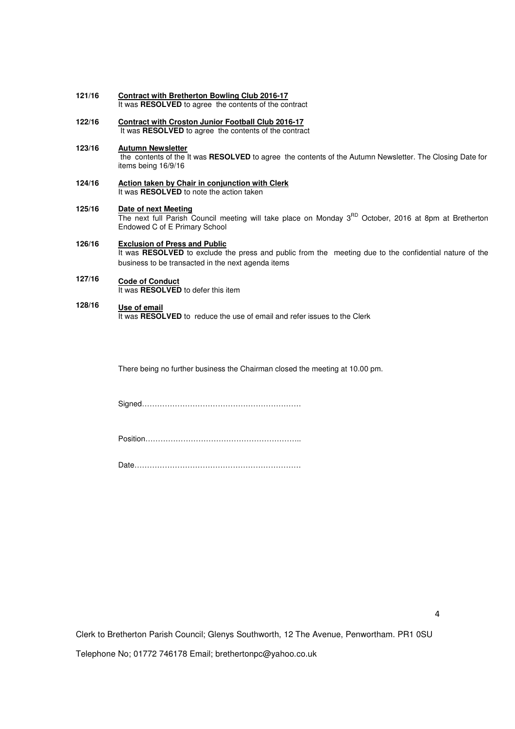**121/16** **<u>Contract with Bretherton Bowling Club 2016-17</u>**
It was **RESOLVED** to agree the contents of the contract

**122/16** **<u>Contract with Croston Junior Football Club 2016-17</u>**
It was **RESOLVED** to agree the contents of the contract

**123/16** **<u>Autumn Newsletter</u>**
the contents of the It was **RESOLVED** to agree the contents of the Autumn Newsletter. The Closing Date for items being 16/9/16

**124/16** **<u>Action taken by Chair in conjunction with Clerk</u>**
It was **RESOLVED** to note the action taken

**125/16** **<u>Date of next Meeting</u>**
The next full Parish Council meeting will take place on Monday 3^RD October, 2016 at 8pm at Bretherton Endowed C of E Primary School

**126/16** **<u>Exclusion of Press and Public</u>**
It was **RESOLVED** to exclude the press and public from the meeting due to the confidential nature of the business to be transacted in the next agenda items

**127/16** **<u>Code of Conduct</u>**
It was **RESOLVED** to defer this item

**128/16** **<u>Use of email</u>**
It was **RESOLVED** to reduce the use of email and refer issues to the Clerk

There being no further business the Chairman closed the meeting at 10.00 pm.

Signed……………………………………………………

Position……………………………………………………..

Date…………………………………………………………

Clerk to Bretherton Parish Council; Glenys Southworth, 12 The Avenue, Penwortham. PR1 0SU

Telephone No; 01772 746178 Email; brethertonpc@yahoo.co.uk